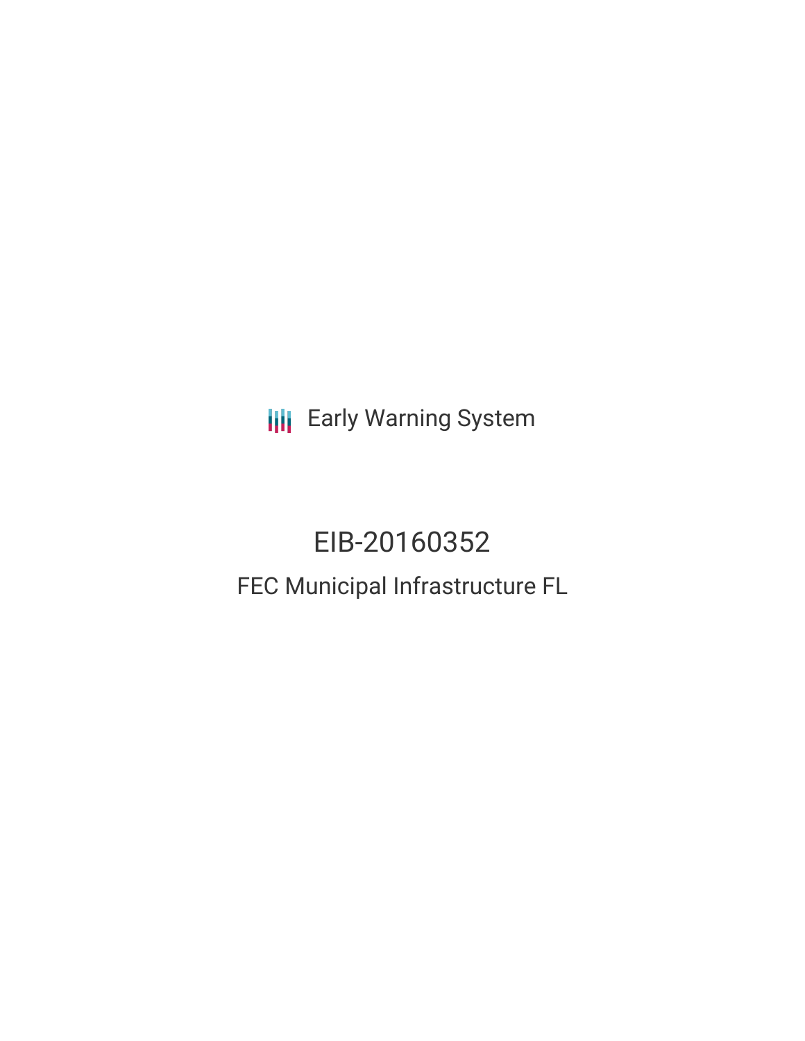Early Warning System

# EIB-20160352

## FEC Municipal Infrastructure FL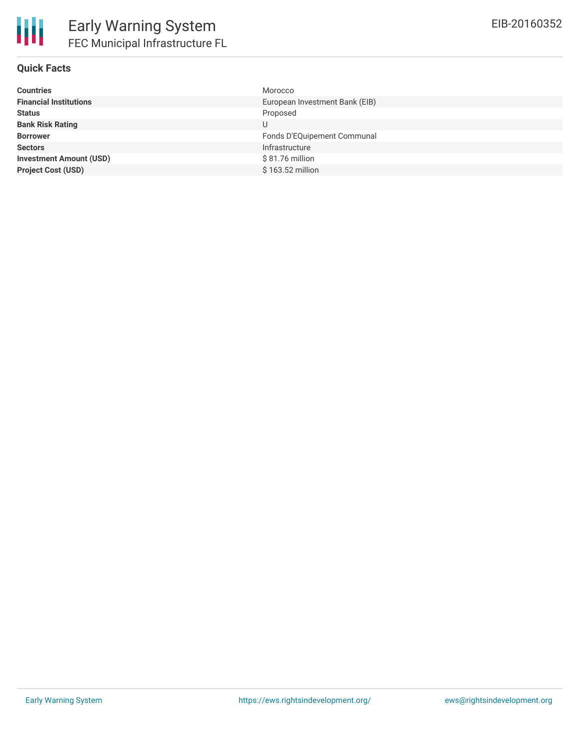# Early Warning System

## FEC Municipal Infrastructure FL

EIB-20160352

### Quick Facts

| | |
|---|---|
| **Countries** | Morocco |
| **Financial Institutions** | European Investment Bank (EIB) |
| **Status** | Proposed |
| **Bank Risk Rating** | U |
| **Borrower** | Fonds D'EQuipement Communal |
| **Sectors** | Infrastructure |
| **Investment Amount (USD)** | $ 81.76 million |
| **Project Cost (USD)** | $ 163.52 million |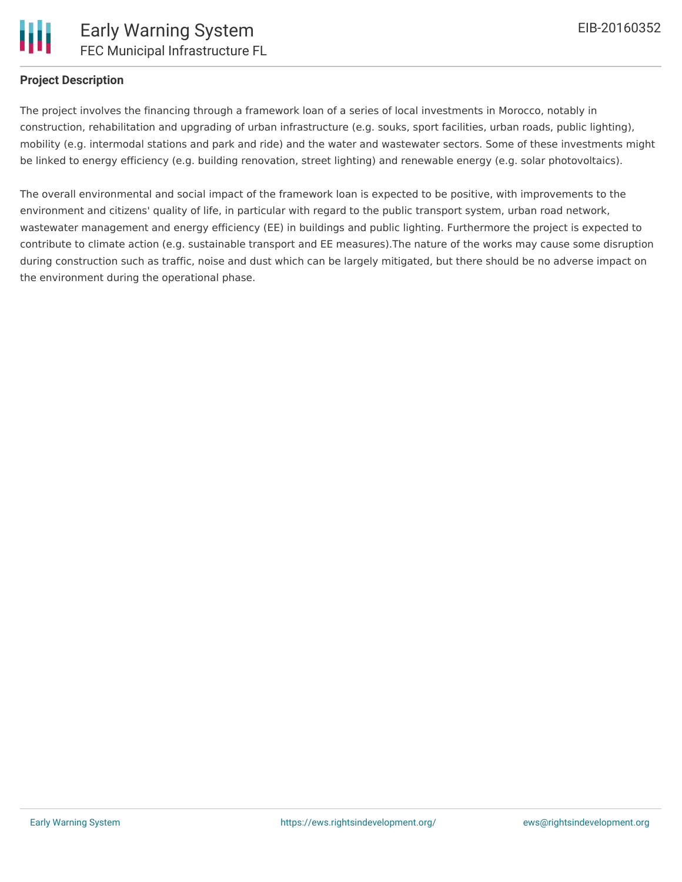**Project Description**

The project involves the financing through a framework loan of a series of local investments in Morocco, notably in construction, rehabilitation and upgrading of urban infrastructure (e.g. souks, sport facilities, urban roads, public lighting), mobility (e.g. intermodal stations and park and ride) and the water and wastewater sectors. Some of these investments might be linked to energy efficiency (e.g. building renovation, street lighting) and renewable energy (e.g. solar photovoltaics).

The overall environmental and social impact of the framework loan is expected to be positive, with improvements to the environment and citizens' quality of life, in particular with regard to the public transport system, urban road network, wastewater management and energy efficiency (EE) in buildings and public lighting. Furthermore the project is expected to contribute to climate action (e.g. sustainable transport and EE measures).The nature of the works may cause some disruption during construction such as traffic, noise and dust which can be largely mitigated, but there should be no adverse impact on the environment during the operational phase.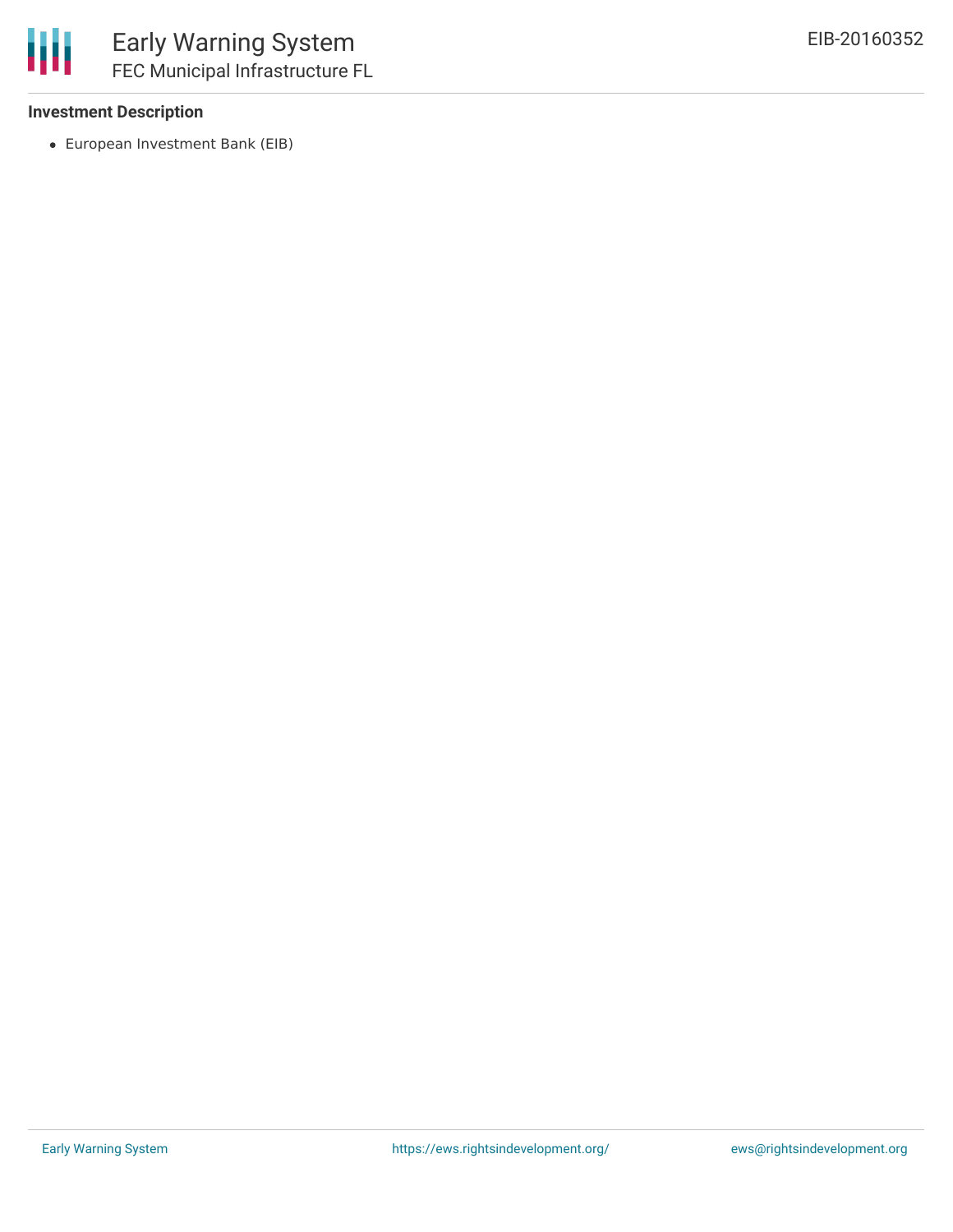**Investment Description**

- European Investment Bank (EIB)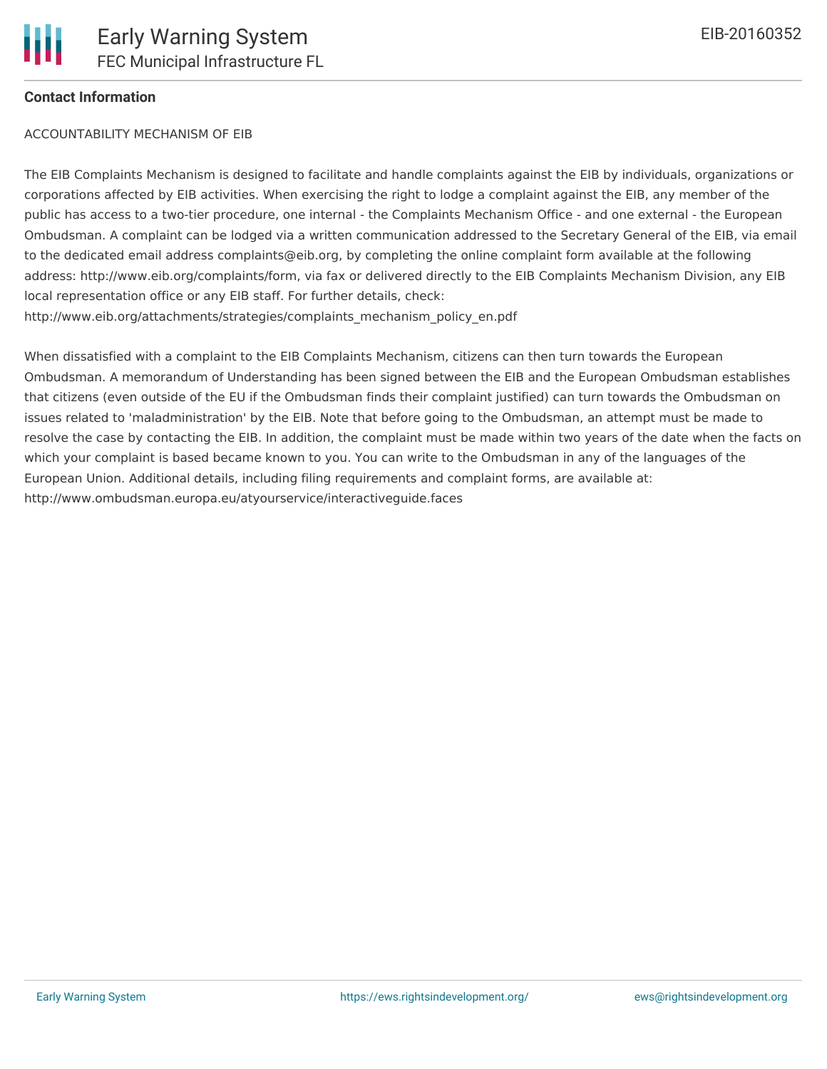**Contact Information**

ACCOUNTABILITY MECHANISM OF EIB

The EIB Complaints Mechanism is designed to facilitate and handle complaints against the EIB by individuals, organizations or corporations affected by EIB activities. When exercising the right to lodge a complaint against the EIB, any member of the public has access to a two-tier procedure, one internal - the Complaints Mechanism Office - and one external - the European Ombudsman. A complaint can be lodged via a written communication addressed to the Secretary General of the EIB, via email to the dedicated email address complaints@eib.org, by completing the online complaint form available at the following address: http://www.eib.org/complaints/form, via fax or delivered directly to the EIB Complaints Mechanism Division, any EIB local representation office or any EIB staff. For further details, check: http://www.eib.org/attachments/strategies/complaints_mechanism_policy_en.pdf

When dissatisfied with a complaint to the EIB Complaints Mechanism, citizens can then turn towards the European Ombudsman. A memorandum of Understanding has been signed between the EIB and the European Ombudsman establishes that citizens (even outside of the EU if the Ombudsman finds their complaint justified) can turn towards the Ombudsman on issues related to 'maladministration' by the EIB. Note that before going to the Ombudsman, an attempt must be made to resolve the case by contacting the EIB. In addition, the complaint must be made within two years of the date when the facts on which your complaint is based became known to you. You can write to the Ombudsman in any of the languages of the European Union. Additional details, including filing requirements and complaint forms, are available at: http://www.ombudsman.europa.eu/atyourservice/interactiveguide.faces